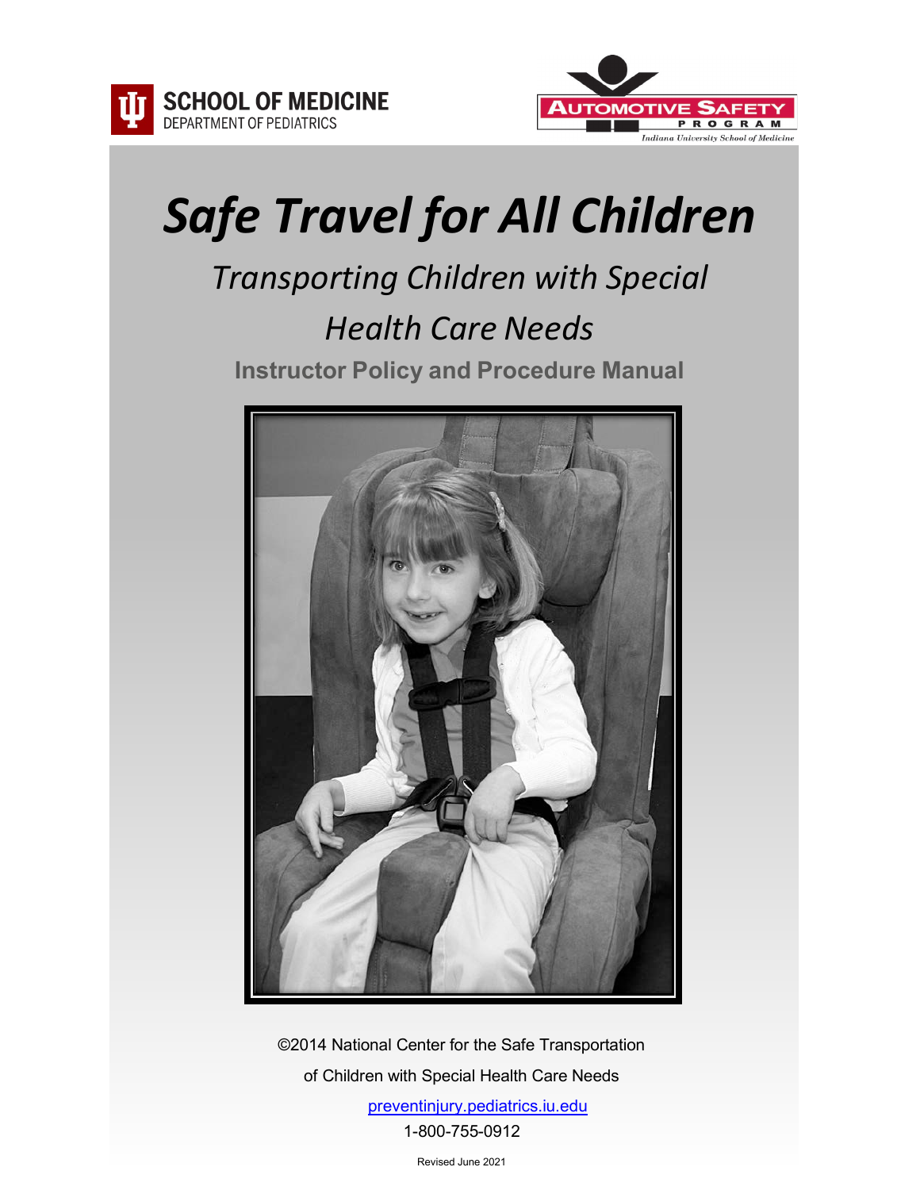SCHOOL OF MEDICINE
DEPARTMENT OF PEDIATRICS

AUTOMOTIVE SAFETY PROGRAM
Indiana University School of Medicine

# *Safe Travel for All Children*

## *Transporting Children with Special Health Care Needs*

### Instructor Policy and Procedure Manual

©2014 National Center for the Safe Transportation of Children with Special Health Care Needs

preventinjury.pediatrics.iu.edu

1-800-755-0912

Revised June 2021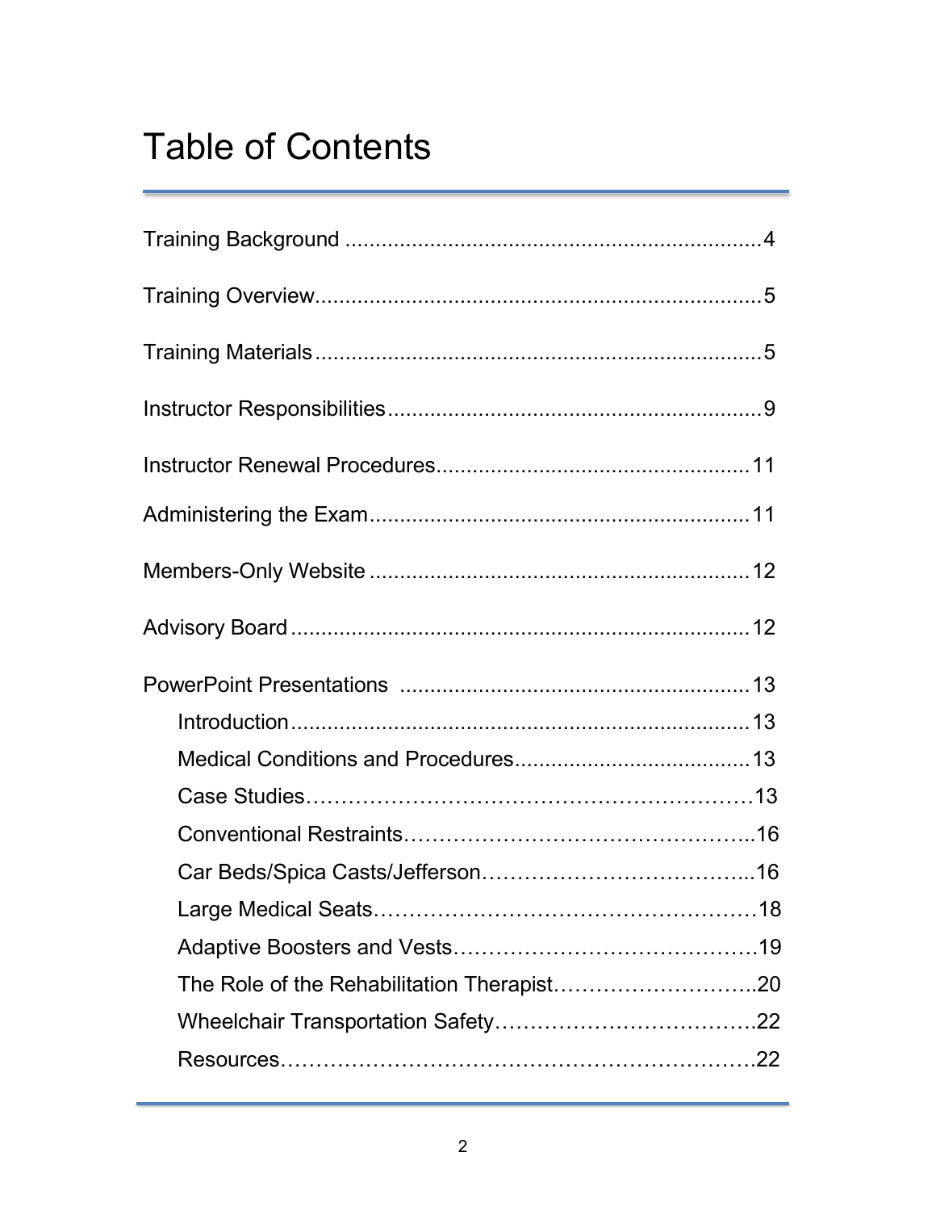# Table of Contents

Training Background ........................................................................4

Training Overview...............................................................................5

Training Materials...............................................................................5

Instructor Responsibilities..................................................................9

Instructor Renewal Procedures.........................................................11

Administering the Exam.....................................................................11

Members-Only Website .....................................................................12

Advisory Board ..................................................................................12

PowerPoint Presentations .................................................................13

- Introduction.................................................................................13
- Medical Conditions and Procedures...........................................13
- Case Studies…………………………………………………………13
- Conventional Restraints……………………………………………..16
- Car Beds/Spica Casts/Jefferson………………………………….....16
- Large Medical Seats………………………………………………….18
- Adaptive Boosters and Vests………………………………………..19
- The Role of the Rehabilitation Therapist…………………………..20
- Wheelchair Transportation Safety…………………………………..22
- Resources……………………………………………………………..22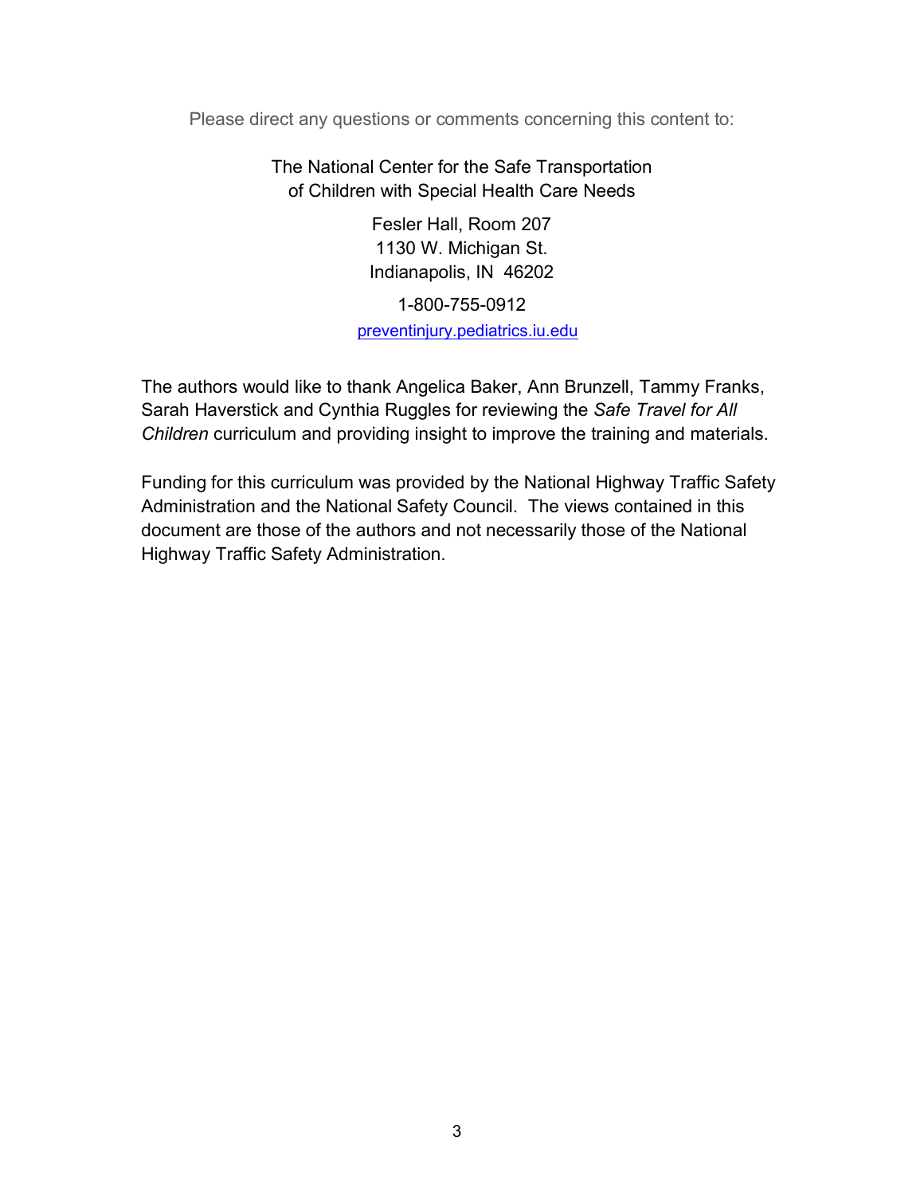Please direct any questions or comments concerning this content to:

The National Center for the Safe Transportation
of Children with Special Health Care Needs

Fesler Hall, Room 207
1130 W. Michigan St.
Indianapolis, IN 46202

1-800-755-0912
[preventinjury.pediatrics.iu.edu](http://preventinjury.pediatrics.iu.edu)

The authors would like to thank Angelica Baker, Ann Brunzell, Tammy Franks, Sarah Haverstick and Cynthia Ruggles for reviewing the *Safe Travel for All Children* curriculum and providing insight to improve the training and materials.

Funding for this curriculum was provided by the National Highway Traffic Safety Administration and the National Safety Council. The views contained in this document are those of the authors and not necessarily those of the National Highway Traffic Safety Administration.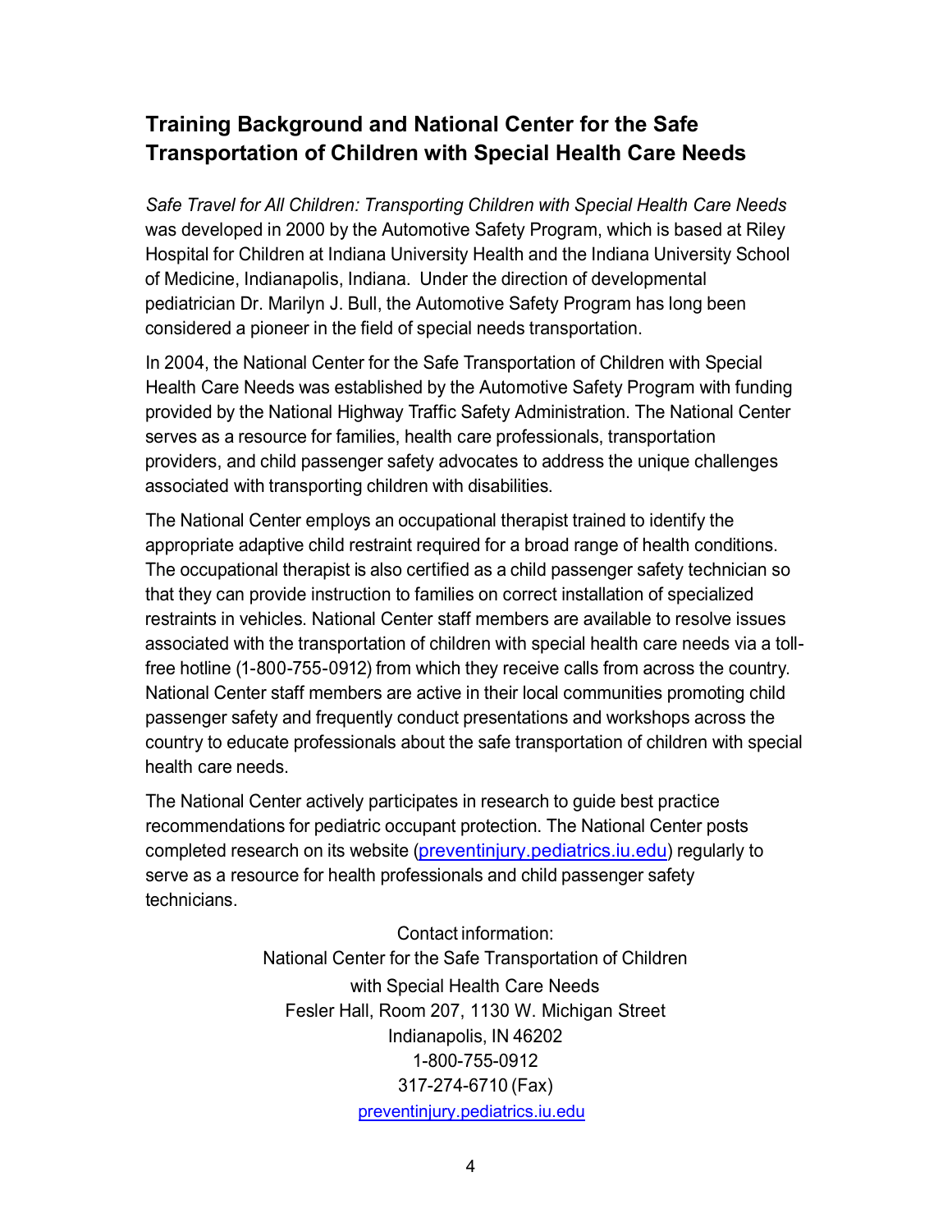## Training Background and National Center for the Safe Transportation of Children with Special Health Care Needs

*Safe Travel for All Children: Transporting Children with Special Health Care Needs* was developed in 2000 by the Automotive Safety Program, which is based at Riley Hospital for Children at Indiana University Health and the Indiana University School of Medicine, Indianapolis, Indiana. Under the direction of developmental pediatrician Dr. Marilyn J. Bull, the Automotive Safety Program has long been considered a pioneer in the field of special needs transportation.

In 2004, the National Center for the Safe Transportation of Children with Special Health Care Needs was established by the Automotive Safety Program with funding provided by the National Highway Traffic Safety Administration. The National Center serves as a resource for families, health care professionals, transportation providers, and child passenger safety advocates to address the unique challenges associated with transporting children with disabilities.

The National Center employs an occupational therapist trained to identify the appropriate adaptive child restraint required for a broad range of health conditions. The occupational therapist is also certified as a child passenger safety technician so that they can provide instruction to families on correct installation of specialized restraints in vehicles. National Center staff members are available to resolve issues associated with the transportation of children with special health care needs via a toll-free hotline (1-800-755-0912) from which they receive calls from across the country. National Center staff members are active in their local communities promoting child passenger safety and frequently conduct presentations and workshops across the country to educate professionals about the safe transportation of children with special health care needs.

The National Center actively participates in research to guide best practice recommendations for pediatric occupant protection. The National Center posts completed research on its website (preventinjury.pediatrics.iu.edu) regularly to serve as a resource for health professionals and child passenger safety technicians.

Contact information:  
National Center for the Safe Transportation of Children  
with Special Health Care Needs  
Fesler Hall, Room 207, 1130 W. Michigan Street  
Indianapolis, IN 46202  
1-800-755-0912  
317-274-6710 (Fax)  
preventinjury.pediatrics.iu.edu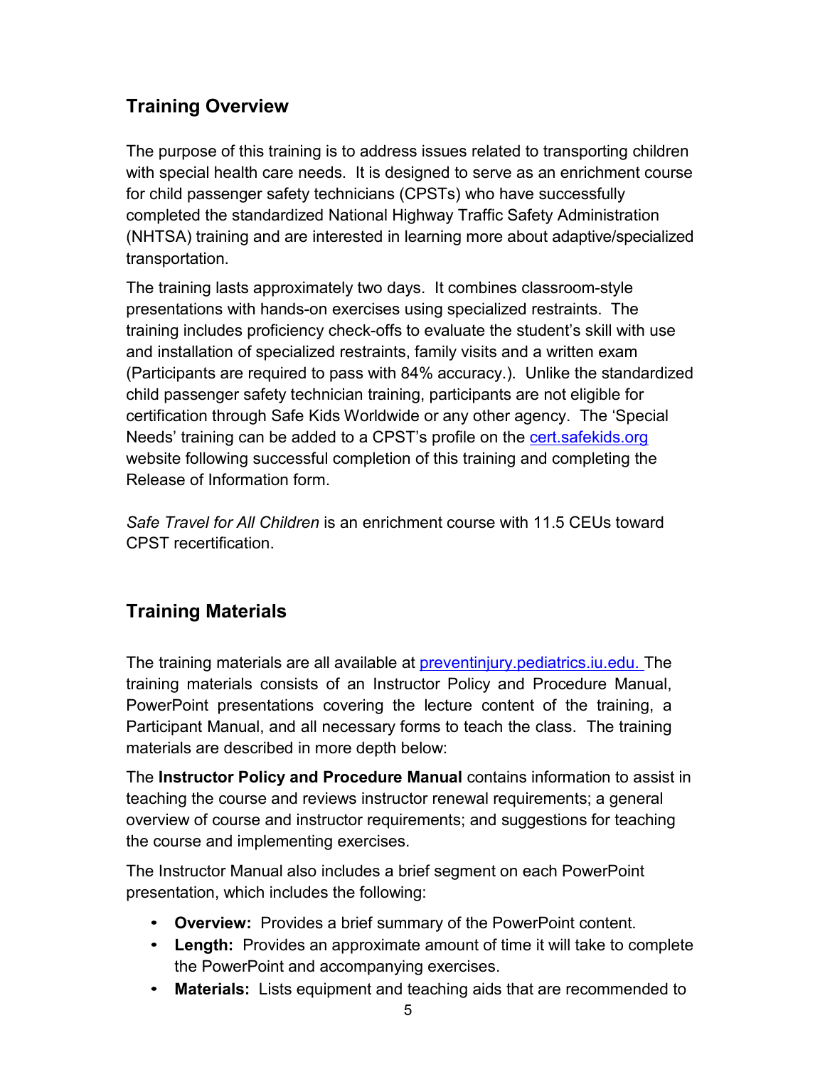## Training Overview

The purpose of this training is to address issues related to transporting children with special health care needs. It is designed to serve as an enrichment course for child passenger safety technicians (CPSTs) who have successfully completed the standardized National Highway Traffic Safety Administration (NHTSA) training and are interested in learning more about adaptive/specialized transportation.

The training lasts approximately two days. It combines classroom-style presentations with hands-on exercises using specialized restraints. The training includes proficiency check-offs to evaluate the student's skill with use and installation of specialized restraints, family visits and a written exam (Participants are required to pass with 84% accuracy.). Unlike the standardized child passenger safety technician training, participants are not eligible for certification through Safe Kids Worldwide or any other agency. The 'Special Needs' training can be added to a CPST's profile on the cert.safekids.org website following successful completion of this training and completing the Release of Information form.

*Safe Travel for All Children* is an enrichment course with 11.5 CEUs toward CPST recertification.

## Training Materials

The training materials are all available at preventinjury.pediatrics.iu.edu. The training materials consists of an Instructor Policy and Procedure Manual, PowerPoint presentations covering the lecture content of the training, a Participant Manual, and all necessary forms to teach the class. The training materials are described in more depth below:

The **Instructor Policy and Procedure Manual** contains information to assist in teaching the course and reviews instructor renewal requirements; a general overview of course and instructor requirements; and suggestions for teaching the course and implementing exercises.

The Instructor Manual also includes a brief segment on each PowerPoint presentation, which includes the following:

- **Overview:** Provides a brief summary of the PowerPoint content.
- **Length:** Provides an approximate amount of time it will take to complete the PowerPoint and accompanying exercises.
- **Materials:** Lists equipment and teaching aids that are recommended to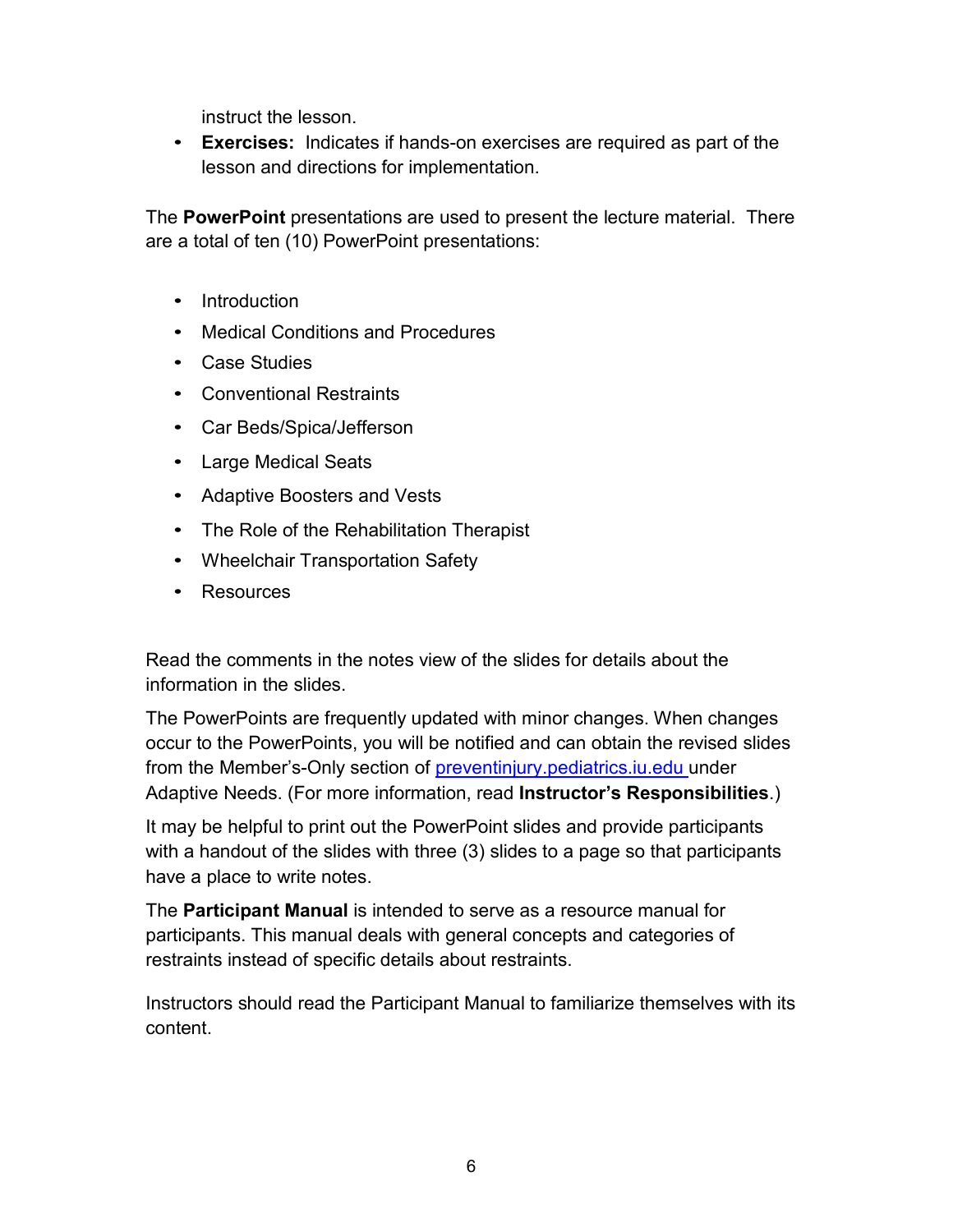instruct the lesson.

- **Exercises:** Indicates if hands-on exercises are required as part of the lesson and directions for implementation.

The **PowerPoint** presentations are used to present the lecture material. There are a total of ten (10) PowerPoint presentations:

- Introduction
- Medical Conditions and Procedures
- Case Studies
- Conventional Restraints
- Car Beds/Spica/Jefferson
- Large Medical Seats
- Adaptive Boosters and Vests
- The Role of the Rehabilitation Therapist
- Wheelchair Transportation Safety
- Resources

Read the comments in the notes view of the slides for details about the information in the slides.

The PowerPoints are frequently updated with minor changes. When changes occur to the PowerPoints, you will be notified and can obtain the revised slides from the Member's-Only section of [preventinjury.pediatrics.iu.edu](preventinjury.pediatrics.iu.edu) under Adaptive Needs. (For more information, read **Instructor's Responsibilities**.)

It may be helpful to print out the PowerPoint slides and provide participants with a handout of the slides with three (3) slides to a page so that participants have a place to write notes.

The **Participant Manual** is intended to serve as a resource manual for participants. This manual deals with general concepts and categories of restraints instead of specific details about restraints.

Instructors should read the Participant Manual to familiarize themselves with its content.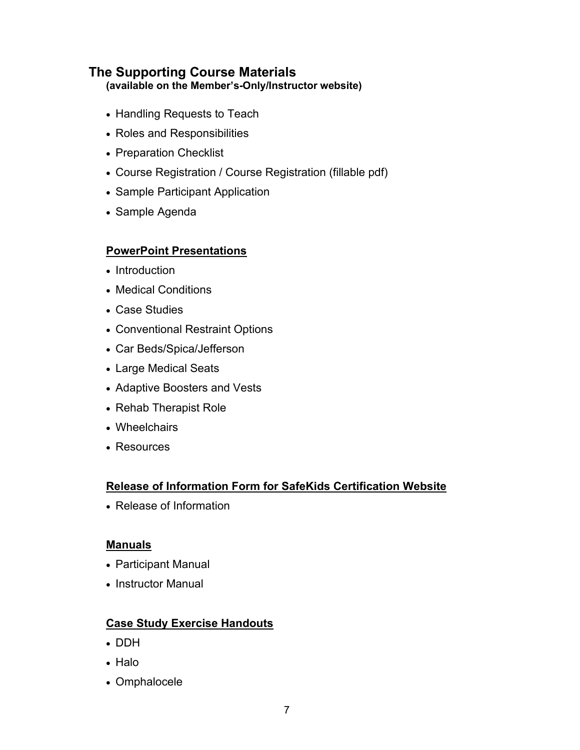## The Supporting Course Materials

**(available on the Member's-Only/Instructor website)**

- Handling Requests to Teach
- Roles and Responsibilities
- Preparation Checklist
- Course Registration / Course Registration (fillable pdf)
- Sample Participant Application
- Sample Agenda

### <u>PowerPoint Presentations</u>

- Introduction
- Medical Conditions
- Case Studies
- Conventional Restraint Options
- Car Beds/Spica/Jefferson
- Large Medical Seats
- Adaptive Boosters and Vests
- Rehab Therapist Role
- Wheelchairs
- Resources

### <u>Release of Information Form for SafeKids Certification Website</u>

- Release of Information

### <u>Manuals</u>

- Participant Manual
- Instructor Manual

### <u>Case Study Exercise Handouts</u>

- DDH
- Halo
- Omphalocele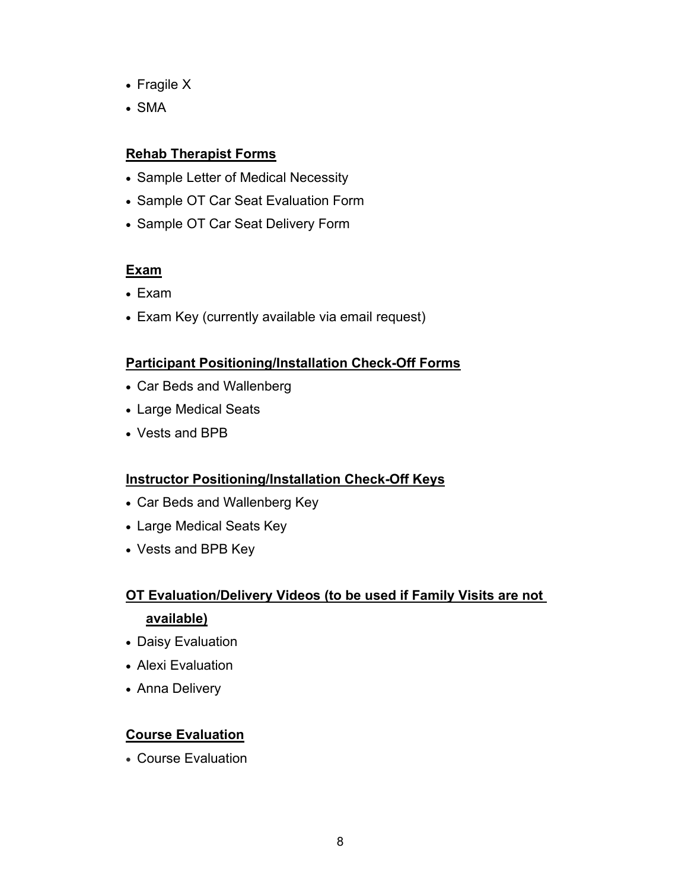- Fragile X
- SMA

**Rehab Therapist Forms**

- Sample Letter of Medical Necessity
- Sample OT Car Seat Evaluation Form
- Sample OT Car Seat Delivery Form

**Exam**

- Exam
- Exam Key (currently available via email request)

**Participant Positioning/Installation Check-Off Forms**

- Car Beds and Wallenberg
- Large Medical Seats
- Vests and BPB

**Instructor Positioning/Installation Check-Off Keys**

- Car Beds and Wallenberg Key
- Large Medical Seats Key
- Vests and BPB Key

**OT Evaluation/Delivery Videos (to be used if Family Visits are not available)**

- Daisy Evaluation
- Alexi Evaluation
- Anna Delivery

**Course Evaluation**

- Course Evaluation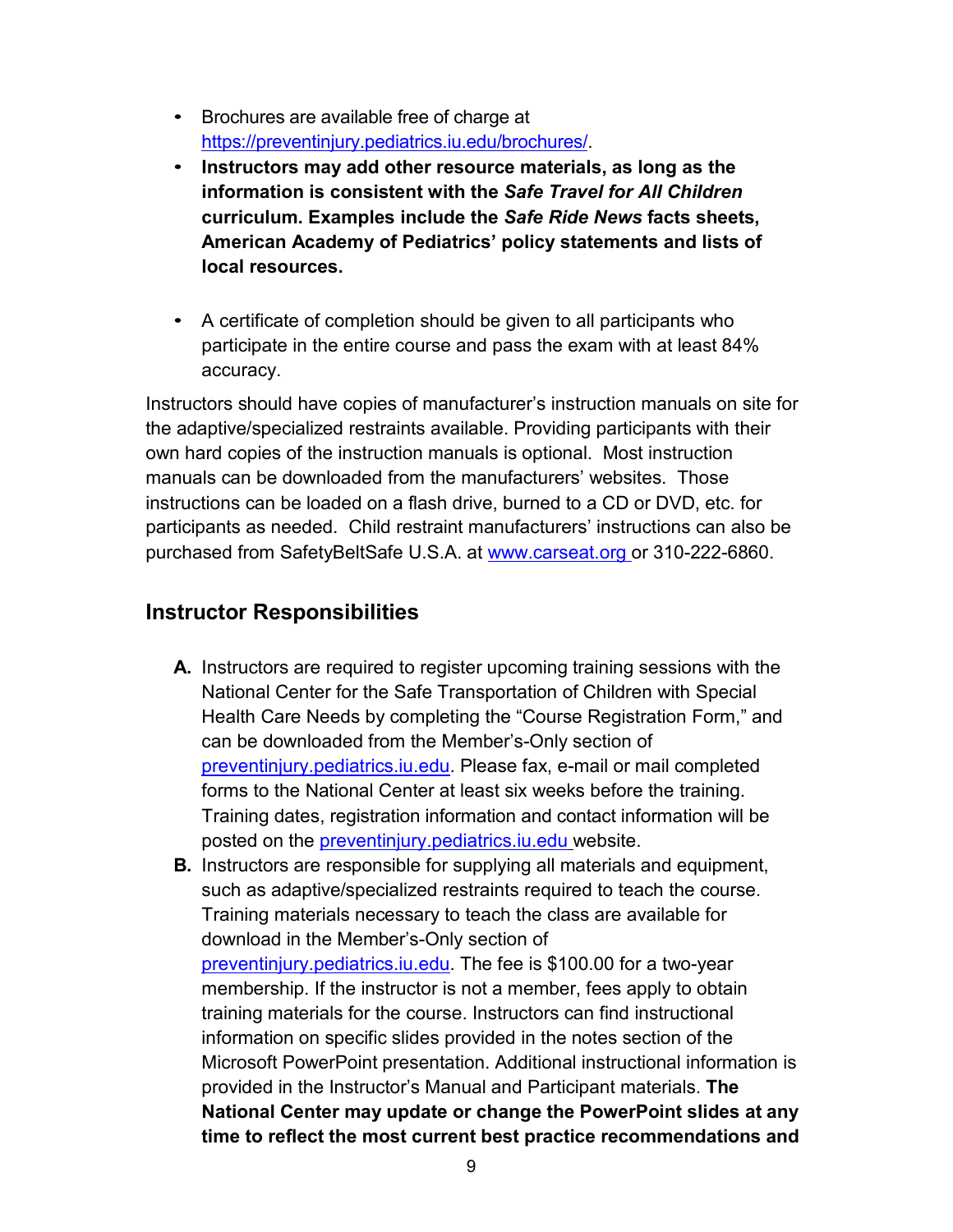- Brochures are available free of charge at https://preventinjury.pediatrics.iu.edu/brochures/.
- **Instructors may add other resource materials, as long as the information is consistent with the *Safe Travel for All Children* curriculum. Examples include the *Safe Ride News* facts sheets, American Academy of Pediatrics' policy statements and lists of local resources.**

- A certificate of completion should be given to all participants who participate in the entire course and pass the exam with at least 84% accuracy.

Instructors should have copies of manufacturer's instruction manuals on site for the adaptive/specialized restraints available. Providing participants with their own hard copies of the instruction manuals is optional. Most instruction manuals can be downloaded from the manufacturers' websites. Those instructions can be loaded on a flash drive, burned to a CD or DVD, etc. for participants as needed. Child restraint manufacturers' instructions can also be purchased from SafetyBeltSafe U.S.A. at www.carseat.org or 310-222-6860.

## Instructor Responsibilities

**A.** Instructors are required to register upcoming training sessions with the National Center for the Safe Transportation of Children with Special Health Care Needs by completing the "Course Registration Form," and can be downloaded from the Member's-Only section of preventinjury.pediatrics.iu.edu. Please fax, e-mail or mail completed forms to the National Center at least six weeks before the training. Training dates, registration information and contact information will be posted on the preventinjury.pediatrics.iu.edu website.

**B.** Instructors are responsible for supplying all materials and equipment, such as adaptive/specialized restraints required to teach the course. Training materials necessary to teach the class are available for download in the Member's-Only section of preventinjury.pediatrics.iu.edu. The fee is $100.00 for a two-year membership. If the instructor is not a member, fees apply to obtain training materials for the course. Instructors can find instructional information on specific slides provided in the notes section of the Microsoft PowerPoint presentation. Additional instructional information is provided in the Instructor's Manual and Participant materials. **The National Center may update or change the PowerPoint slides at any time to reflect the most current best practice recommendations and**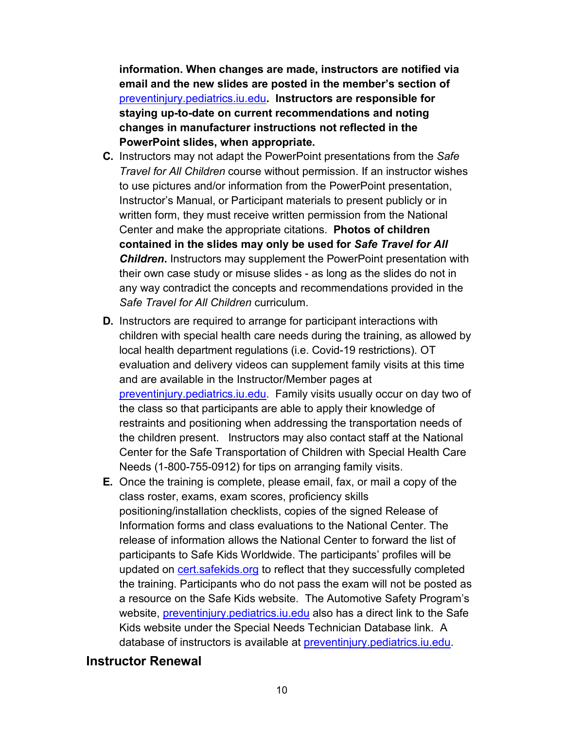**information. When changes are made, instructors are notified via email and the new slides are posted in the member's section of [preventinjury.pediatrics.iu.edu](preventinjury.pediatrics.iu.edu). Instructors are responsible for staying up-to-date on current recommendations and noting changes in manufacturer instructions not reflected in the PowerPoint slides, when appropriate.**

**C.** Instructors may not adapt the PowerPoint presentations from the *Safe Travel for All Children* course without permission. If an instructor wishes to use pictures and/or information from the PowerPoint presentation, Instructor's Manual, or Participant materials to present publicly or in written form, they must receive written permission from the National Center and make the appropriate citations. **Photos of children contained in the slides may only be used for *Safe Travel for All Children*.** Instructors may supplement the PowerPoint presentation with their own case study or misuse slides - as long as the slides do not in any way contradict the concepts and recommendations provided in the *Safe Travel for All Children* curriculum.

**D.** Instructors are required to arrange for participant interactions with children with special health care needs during the training, as allowed by local health department regulations (i.e. Covid-19 restrictions). OT evaluation and delivery videos can supplement family visits at this time and are available in the Instructor/Member pages at [preventinjury.pediatrics.iu.edu](preventinjury.pediatrics.iu.edu). Family visits usually occur on day two of the class so that participants are able to apply their knowledge of restraints and positioning when addressing the transportation needs of the children present. Instructors may also contact staff at the National Center for the Safe Transportation of Children with Special Health Care Needs (1-800-755-0912) for tips on arranging family visits.

**E.** Once the training is complete, please email, fax, or mail a copy of the class roster, exams, exam scores, proficiency skills positioning/installation checklists, copies of the signed Release of Information forms and class evaluations to the National Center. The release of information allows the National Center to forward the list of participants to Safe Kids Worldwide. The participants' profiles will be updated on [cert.safekids.org](cert.safekids.org) to reflect that they successfully completed the training. Participants who do not pass the exam will not be posted as a resource on the Safe Kids website. The Automotive Safety Program's website, [preventinjury.pediatrics.iu.edu](preventinjury.pediatrics.iu.edu) also has a direct link to the Safe Kids website under the Special Needs Technician Database link. A database of instructors is available at [preventinjury.pediatrics.iu.edu](preventinjury.pediatrics.iu.edu).

## Instructor Renewal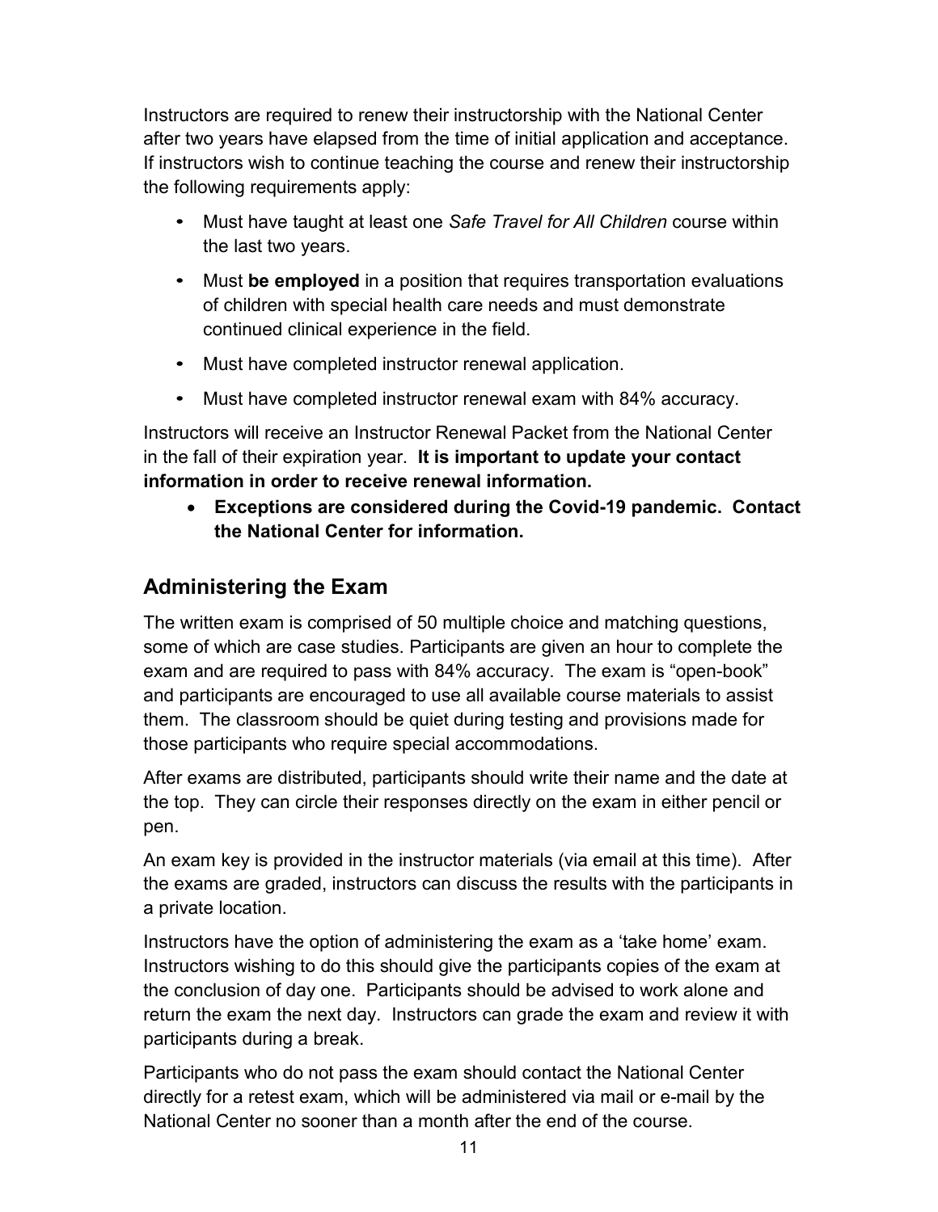Instructors are required to renew their instructorship with the National Center after two years have elapsed from the time of initial application and acceptance. If instructors wish to continue teaching the course and renew their instructorship the following requirements apply:

- Must have taught at least one *Safe Travel for All Children* course within the last two years.
- Must **be employed** in a position that requires transportation evaluations of children with special health care needs and must demonstrate continued clinical experience in the field.
- Must have completed instructor renewal application.
- Must have completed instructor renewal exam with 84% accuracy.

Instructors will receive an Instructor Renewal Packet from the National Center in the fall of their expiration year. **It is important to update your contact information in order to receive renewal information.**

- **Exceptions are considered during the Covid-19 pandemic. Contact the National Center for information.**

## Administering the Exam

The written exam is comprised of 50 multiple choice and matching questions, some of which are case studies. Participants are given an hour to complete the exam and are required to pass with 84% accuracy. The exam is "open-book" and participants are encouraged to use all available course materials to assist them. The classroom should be quiet during testing and provisions made for those participants who require special accommodations.

After exams are distributed, participants should write their name and the date at the top. They can circle their responses directly on the exam in either pencil or pen.

An exam key is provided in the instructor materials (via email at this time). After the exams are graded, instructors can discuss the results with the participants in a private location.

Instructors have the option of administering the exam as a 'take home' exam. Instructors wishing to do this should give the participants copies of the exam at the conclusion of day one. Participants should be advised to work alone and return the exam the next day. Instructors can grade the exam and review it with participants during a break.

Participants who do not pass the exam should contact the National Center directly for a retest exam, which will be administered via mail or e-mail by the National Center no sooner than a month after the end of the course.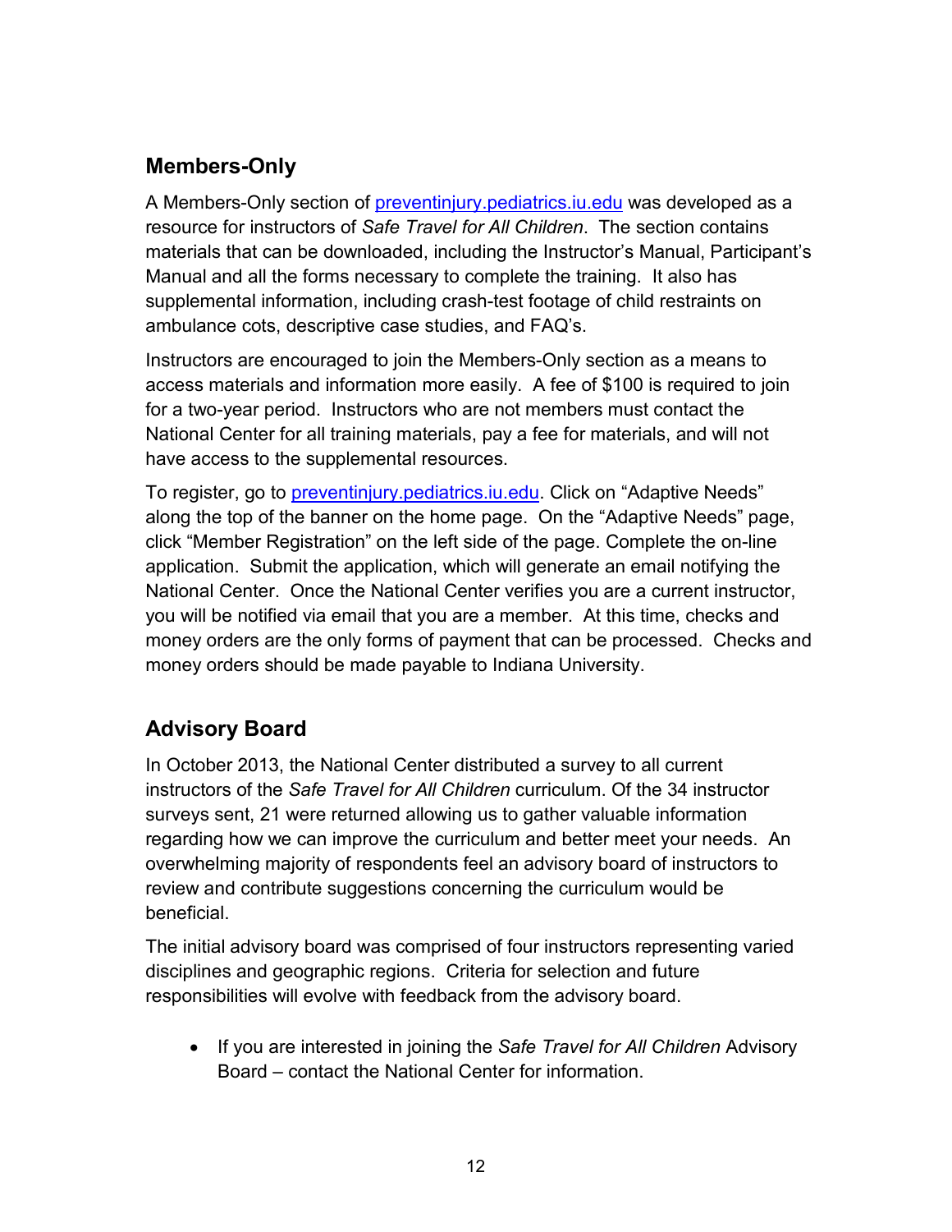## Members-Only

A Members-Only section of [preventinjury.pediatrics.iu.edu](preventinjury.pediatrics.iu.edu) was developed as a resource for instructors of *Safe Travel for All Children*. The section contains materials that can be downloaded, including the Instructor's Manual, Participant's Manual and all the forms necessary to complete the training. It also has supplemental information, including crash-test footage of child restraints on ambulance cots, descriptive case studies, and FAQ's.

Instructors are encouraged to join the Members-Only section as a means to access materials and information more easily. A fee of $100 is required to join for a two-year period. Instructors who are not members must contact the National Center for all training materials, pay a fee for materials, and will not have access to the supplemental resources.

To register, go to [preventinjury.pediatrics.iu.edu](preventinjury.pediatrics.iu.edu). Click on "Adaptive Needs" along the top of the banner on the home page. On the "Adaptive Needs" page, click "Member Registration" on the left side of the page. Complete the on-line application. Submit the application, which will generate an email notifying the National Center. Once the National Center verifies you are a current instructor, you will be notified via email that you are a member. At this time, checks and money orders are the only forms of payment that can be processed. Checks and money orders should be made payable to Indiana University.

## Advisory Board

In October 2013, the National Center distributed a survey to all current instructors of the *Safe Travel for All Children* curriculum. Of the 34 instructor surveys sent, 21 were returned allowing us to gather valuable information regarding how we can improve the curriculum and better meet your needs. An overwhelming majority of respondents feel an advisory board of instructors to review and contribute suggestions concerning the curriculum would be beneficial.

The initial advisory board was comprised of four instructors representing varied disciplines and geographic regions. Criteria for selection and future responsibilities will evolve with feedback from the advisory board.

- If you are interested in joining the *Safe Travel for All Children* Advisory Board – contact the National Center for information.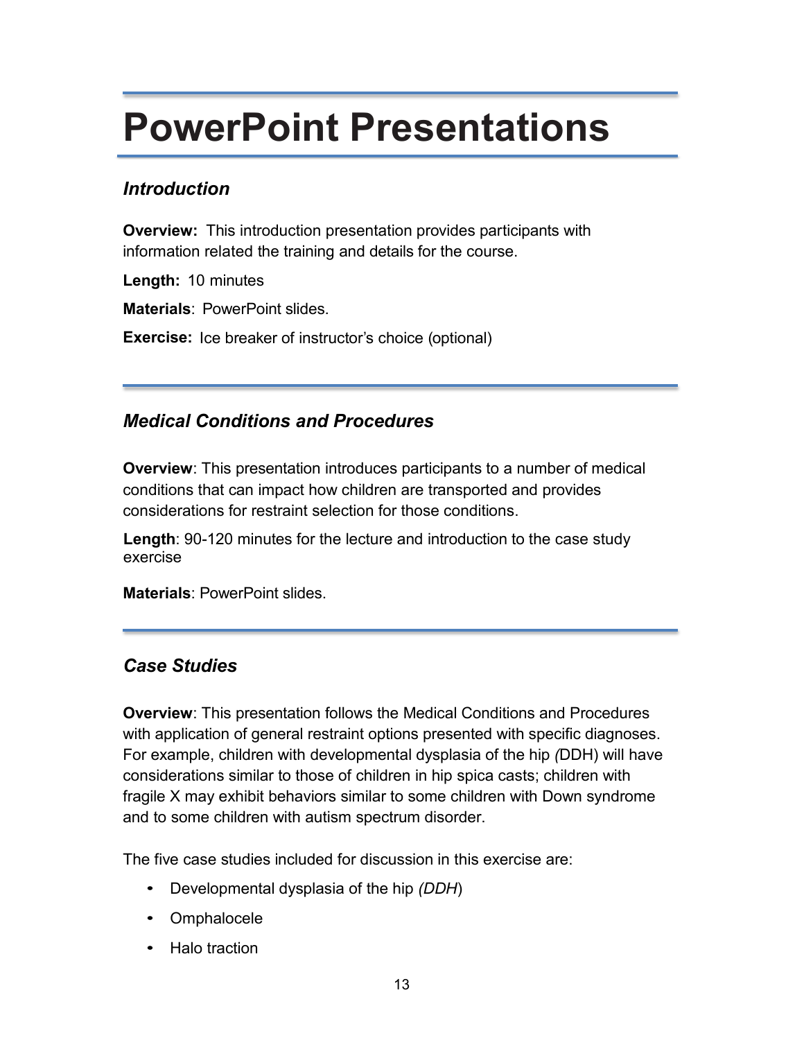# PowerPoint Presentations

## *Introduction*

**Overview:** This introduction presentation provides participants with information related the training and details for the course.

**Length:** 10 minutes

**Materials**: PowerPoint slides.

**Exercise:** Ice breaker of instructor's choice (optional)

## *Medical Conditions and Procedures*

**Overview**: This presentation introduces participants to a number of medical conditions that can impact how children are transported and provides considerations for restraint selection for those conditions.

**Length**: 90-120 minutes for the lecture and introduction to the case study exercise

**Materials**: PowerPoint slides.

## *Case Studies*

**Overview**: This presentation follows the Medical Conditions and Procedures with application of general restraint options presented with specific diagnoses. For example, children with developmental dysplasia of the hip *(*DDH) will have considerations similar to those of children in hip spica casts; children with fragile X may exhibit behaviors similar to some children with Down syndrome and to some children with autism spectrum disorder.

The five case studies included for discussion in this exercise are:

- Developmental dysplasia of the hip *(DDH*)
- Omphalocele
- Halo traction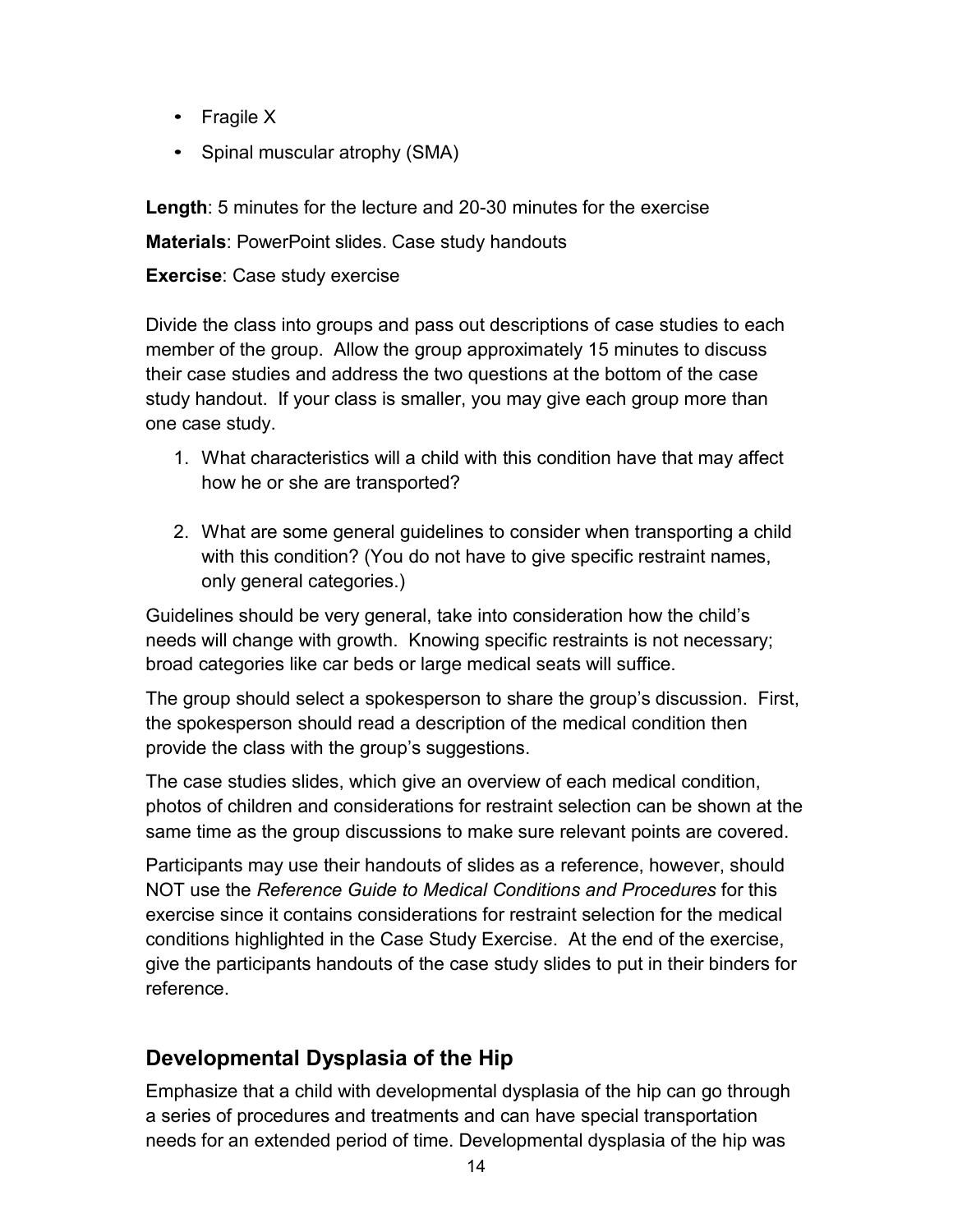- Fragile X
- Spinal muscular atrophy (SMA)

**Length**: 5 minutes for the lecture and 20-30 minutes for the exercise

**Materials**: PowerPoint slides. Case study handouts

**Exercise**: Case study exercise

Divide the class into groups and pass out descriptions of case studies to each member of the group. Allow the group approximately 15 minutes to discuss their case studies and address the two questions at the bottom of the case study handout. If your class is smaller, you may give each group more than one case study.

1. What characteristics will a child with this condition have that may affect how he or she are transported?

2. What are some general guidelines to consider when transporting a child with this condition? (You do not have to give specific restraint names, only general categories.)

Guidelines should be very general, take into consideration how the child's needs will change with growth. Knowing specific restraints is not necessary; broad categories like car beds or large medical seats will suffice.

The group should select a spokesperson to share the group's discussion. First, the spokesperson should read a description of the medical condition then provide the class with the group's suggestions.

The case studies slides, which give an overview of each medical condition, photos of children and considerations for restraint selection can be shown at the same time as the group discussions to make sure relevant points are covered.

Participants may use their handouts of slides as a reference, however, should NOT use the *Reference Guide to Medical Conditions and Procedures* for this exercise since it contains considerations for restraint selection for the medical conditions highlighted in the Case Study Exercise. At the end of the exercise, give the participants handouts of the case study slides to put in their binders for reference.

## Developmental Dysplasia of the Hip

Emphasize that a child with developmental dysplasia of the hip can go through a series of procedures and treatments and can have special transportation needs for an extended period of time. Developmental dysplasia of the hip was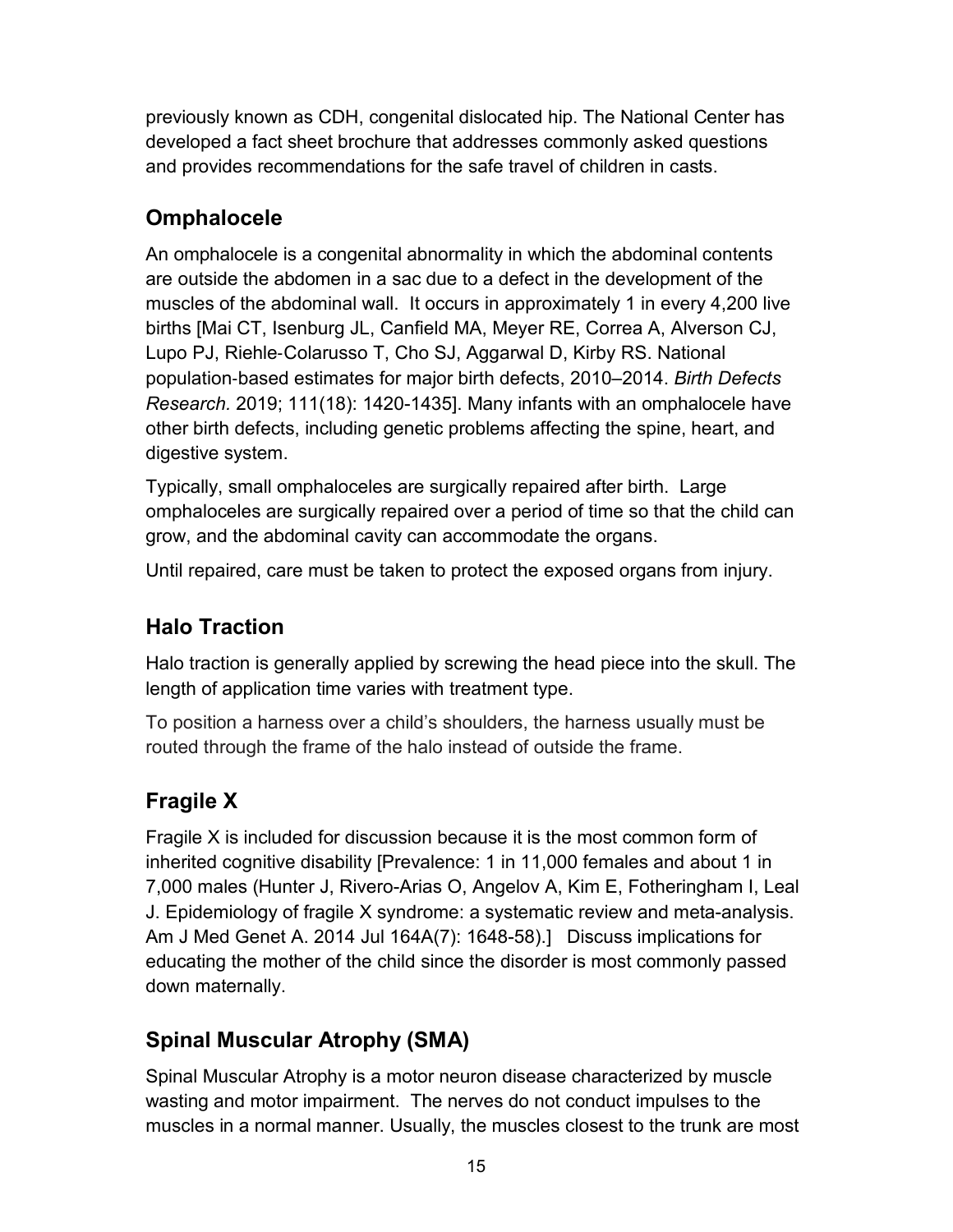previously known as CDH, congenital dislocated hip. The National Center has developed a fact sheet brochure that addresses commonly asked questions and provides recommendations for the safe travel of children in casts.

## Omphalocele

An omphalocele is a congenital abnormality in which the abdominal contents are outside the abdomen in a sac due to a defect in the development of the muscles of the abdominal wall. It occurs in approximately 1 in every 4,200 live births [Mai CT, Isenburg JL, Canfield MA, Meyer RE, Correa A, Alverson CJ, Lupo PJ, Riehle-Colarusso T, Cho SJ, Aggarwal D, Kirby RS. National population-based estimates for major birth defects, 2010–2014. *Birth Defects Research.* 2019; 111(18): 1420-1435]. Many infants with an omphalocele have other birth defects, including genetic problems affecting the spine, heart, and digestive system.

Typically, small omphaloceles are surgically repaired after birth. Large omphaloceles are surgically repaired over a period of time so that the child can grow, and the abdominal cavity can accommodate the organs.

Until repaired, care must be taken to protect the exposed organs from injury.

## Halo Traction

Halo traction is generally applied by screwing the head piece into the skull. The length of application time varies with treatment type.

To position a harness over a child's shoulders, the harness usually must be routed through the frame of the halo instead of outside the frame.

## Fragile X

Fragile X is included for discussion because it is the most common form of inherited cognitive disability [Prevalence: 1 in 11,000 females and about 1 in 7,000 males (Hunter J, Rivero-Arias O, Angelov A, Kim E, Fotheringham I, Leal J. Epidemiology of fragile X syndrome: a systematic review and meta-analysis. Am J Med Genet A. 2014 Jul 164A(7): 1648-58).] Discuss implications for educating the mother of the child since the disorder is most commonly passed down maternally.

## Spinal Muscular Atrophy (SMA)

Spinal Muscular Atrophy is a motor neuron disease characterized by muscle wasting and motor impairment. The nerves do not conduct impulses to the muscles in a normal manner. Usually, the muscles closest to the trunk are most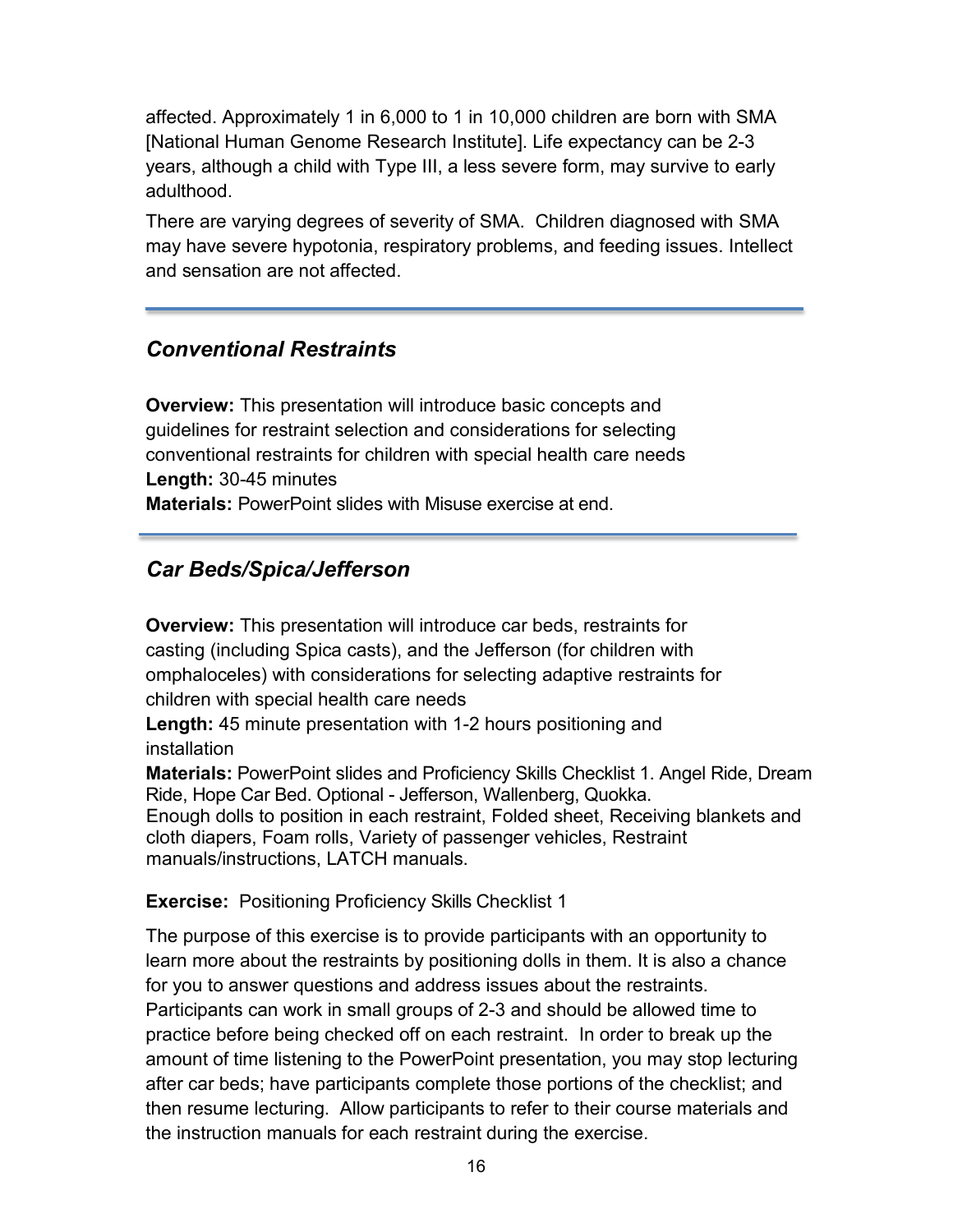affected. Approximately 1 in 6,000 to 1 in 10,000 children are born with SMA [National Human Genome Research Institute]. Life expectancy can be 2-3 years, although a child with Type III, a less severe form, may survive to early adulthood.

There are varying degrees of severity of SMA. Children diagnosed with SMA may have severe hypotonia, respiratory problems, and feeding issues. Intellect and sensation are not affected.

---

## *Conventional Restraints*

**Overview:** This presentation will introduce basic concepts and guidelines for restraint selection and considerations for selecting conventional restraints for children with special health care needs
**Length:** 30-45 minutes
**Materials:** PowerPoint slides with Misuse exercise at end.

---

## *Car Beds/Spica/Jefferson*

**Overview:** This presentation will introduce car beds, restraints for casting (including Spica casts), and the Jefferson (for children with omphaloceles) with considerations for selecting adaptive restraints for children with special health care needs
**Length:** 45 minute presentation with 1-2 hours positioning and installation
**Materials:** PowerPoint slides and Proficiency Skills Checklist 1. Angel Ride, Dream Ride, Hope Car Bed. Optional - Jefferson, Wallenberg, Quokka.
Enough dolls to position in each restraint, Folded sheet, Receiving blankets and cloth diapers, Foam rolls, Variety of passenger vehicles, Restraint manuals/instructions, LATCH manuals.

**Exercise:** Positioning Proficiency Skills Checklist 1

The purpose of this exercise is to provide participants with an opportunity to learn more about the restraints by positioning dolls in them. It is also a chance for you to answer questions and address issues about the restraints. Participants can work in small groups of 2-3 and should be allowed time to practice before being checked off on each restraint. In order to break up the amount of time listening to the PowerPoint presentation, you may stop lecturing after car beds; have participants complete those portions of the checklist; and then resume lecturing. Allow participants to refer to their course materials and the instruction manuals for each restraint during the exercise.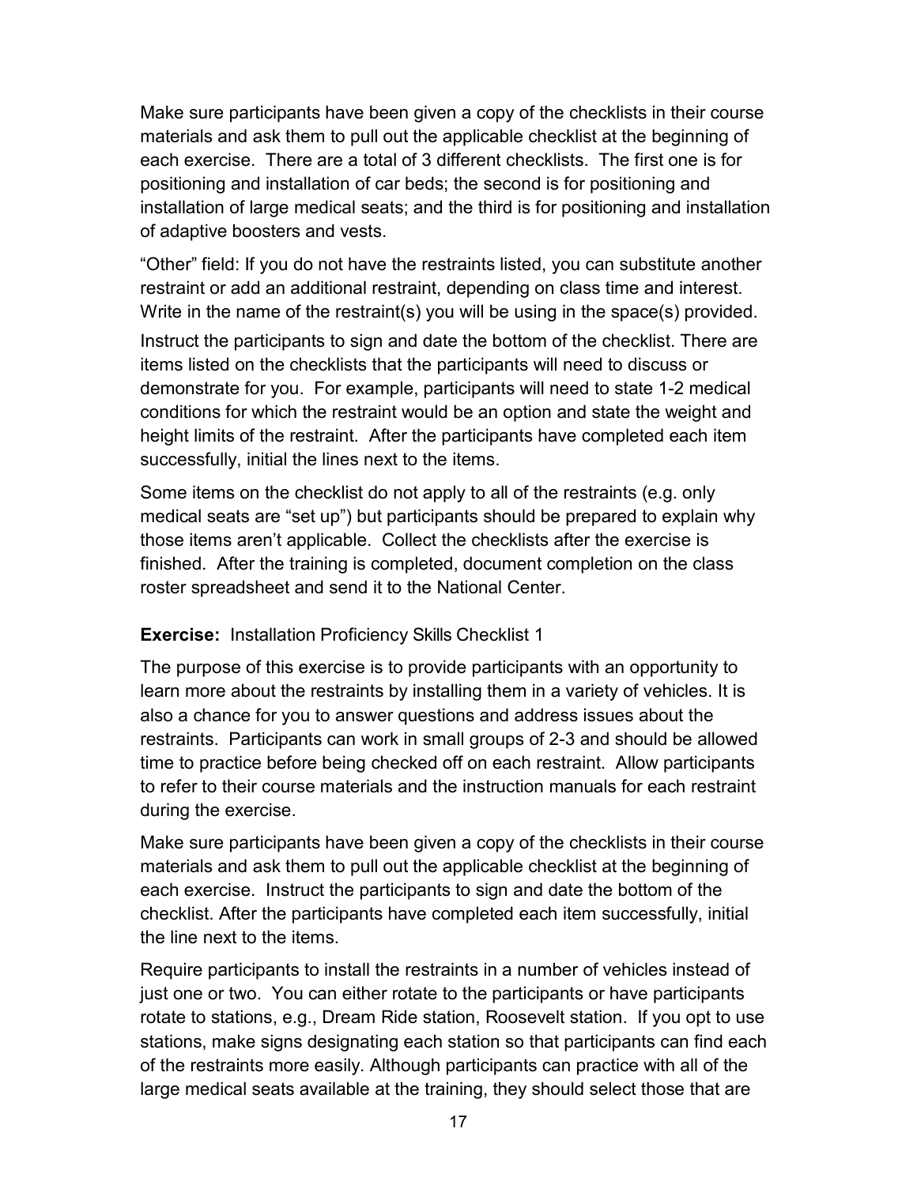Make sure participants have been given a copy of the checklists in their course materials and ask them to pull out the applicable checklist at the beginning of each exercise. There are a total of 3 different checklists. The first one is for positioning and installation of car beds; the second is for positioning and installation of large medical seats; and the third is for positioning and installation of adaptive boosters and vests.

"Other" field: If you do not have the restraints listed, you can substitute another restraint or add an additional restraint, depending on class time and interest. Write in the name of the restraint(s) you will be using in the space(s) provided.

Instruct the participants to sign and date the bottom of the checklist. There are items listed on the checklists that the participants will need to discuss or demonstrate for you. For example, participants will need to state 1-2 medical conditions for which the restraint would be an option and state the weight and height limits of the restraint. After the participants have completed each item successfully, initial the lines next to the items.

Some items on the checklist do not apply to all of the restraints (e.g. only medical seats are "set up") but participants should be prepared to explain why those items aren't applicable. Collect the checklists after the exercise is finished. After the training is completed, document completion on the class roster spreadsheet and send it to the National Center.

**Exercise:** Installation Proficiency Skills Checklist 1

The purpose of this exercise is to provide participants with an opportunity to learn more about the restraints by installing them in a variety of vehicles. It is also a chance for you to answer questions and address issues about the restraints. Participants can work in small groups of 2-3 and should be allowed time to practice before being checked off on each restraint. Allow participants to refer to their course materials and the instruction manuals for each restraint during the exercise.

Make sure participants have been given a copy of the checklists in their course materials and ask them to pull out the applicable checklist at the beginning of each exercise. Instruct the participants to sign and date the bottom of the checklist. After the participants have completed each item successfully, initial the line next to the items.

Require participants to install the restraints in a number of vehicles instead of just one or two. You can either rotate to the participants or have participants rotate to stations, e.g., Dream Ride station, Roosevelt station. If you opt to use stations, make signs designating each station so that participants can find each of the restraints more easily. Although participants can practice with all of the large medical seats available at the training, they should select those that are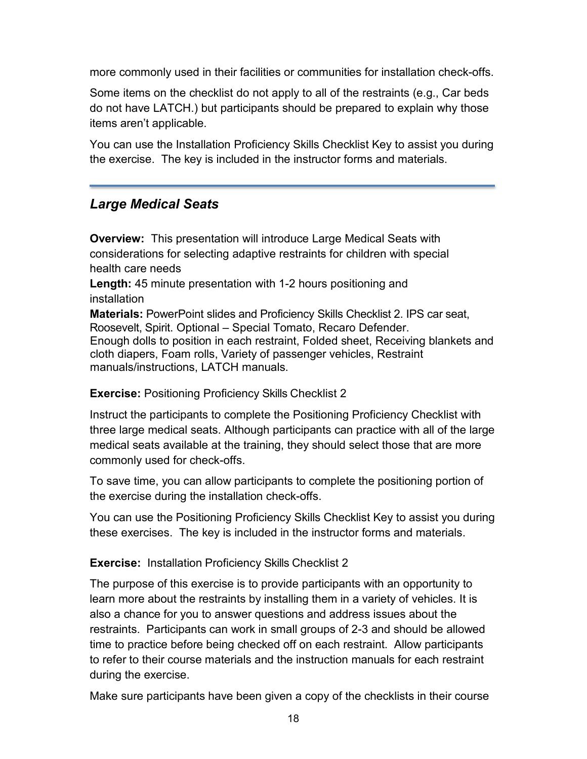more commonly used in their facilities or communities for installation check-offs.

Some items on the checklist do not apply to all of the restraints (e.g., Car beds do not have LATCH.) but participants should be prepared to explain why those items aren't applicable.

You can use the Installation Proficiency Skills Checklist Key to assist you during the exercise. The key is included in the instructor forms and materials.

---

## *Large Medical Seats*

**Overview:** This presentation will introduce Large Medical Seats with considerations for selecting adaptive restraints for children with special health care needs
**Length:** 45 minute presentation with 1-2 hours positioning and installation
**Materials:** PowerPoint slides and Proficiency Skills Checklist 2. IPS car seat, Roosevelt, Spirit. Optional – Special Tomato, Recaro Defender. Enough dolls to position in each restraint, Folded sheet, Receiving blankets and cloth diapers, Foam rolls, Variety of passenger vehicles, Restraint manuals/instructions, LATCH manuals.

**Exercise:** Positioning Proficiency Skills Checklist 2

Instruct the participants to complete the Positioning Proficiency Checklist with three large medical seats. Although participants can practice with all of the large medical seats available at the training, they should select those that are more commonly used for check-offs.

To save time, you can allow participants to complete the positioning portion of the exercise during the installation check-offs.

You can use the Positioning Proficiency Skills Checklist Key to assist you during these exercises. The key is included in the instructor forms and materials.

**Exercise:** Installation Proficiency Skills Checklist 2

The purpose of this exercise is to provide participants with an opportunity to learn more about the restraints by installing them in a variety of vehicles. It is also a chance for you to answer questions and address issues about the restraints. Participants can work in small groups of 2-3 and should be allowed time to practice before being checked off on each restraint. Allow participants to refer to their course materials and the instruction manuals for each restraint during the exercise.

Make sure participants have been given a copy of the checklists in their course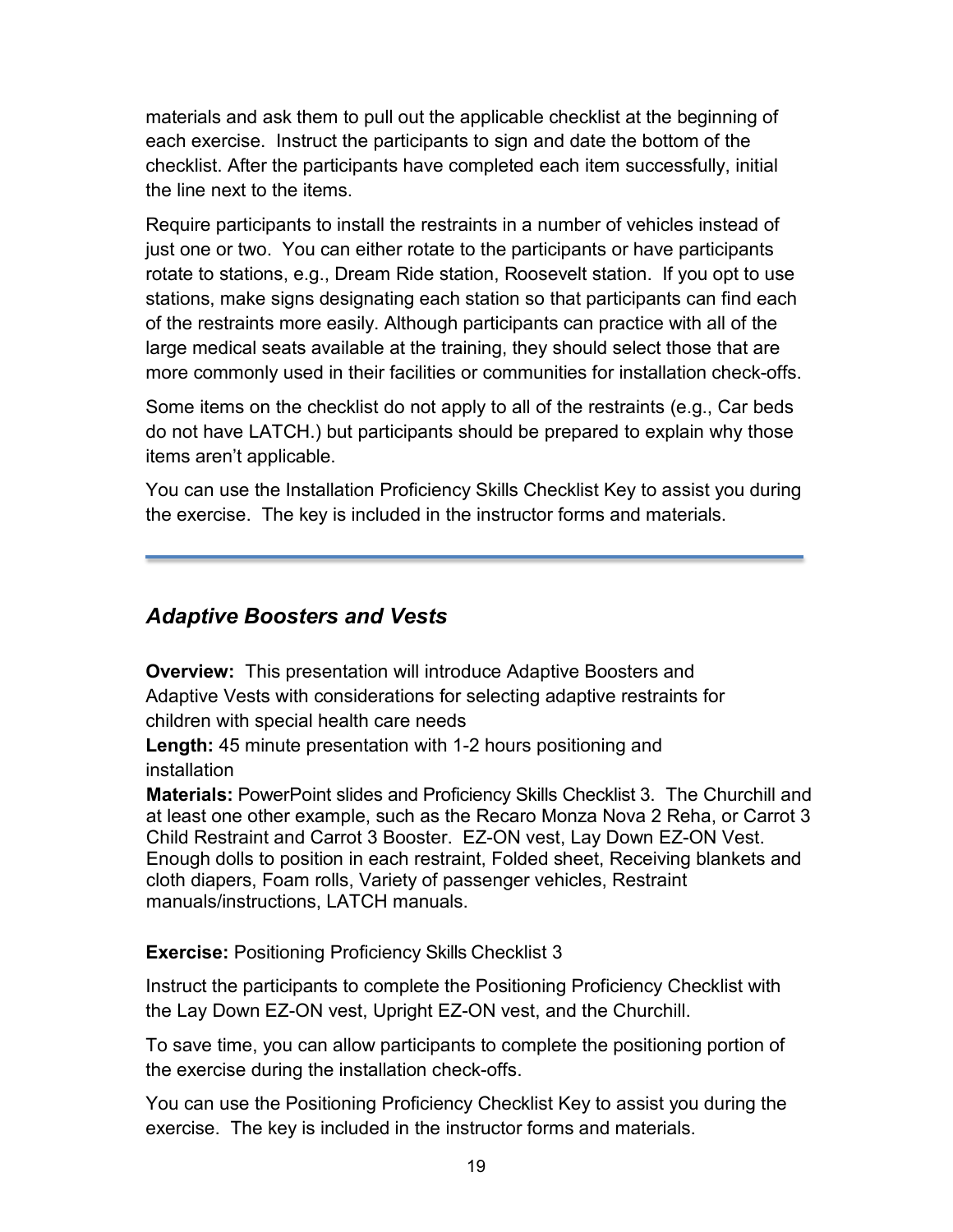materials and ask them to pull out the applicable checklist at the beginning of each exercise. Instruct the participants to sign and date the bottom of the checklist. After the participants have completed each item successfully, initial the line next to the items.

Require participants to install the restraints in a number of vehicles instead of just one or two. You can either rotate to the participants or have participants rotate to stations, e.g., Dream Ride station, Roosevelt station. If you opt to use stations, make signs designating each station so that participants can find each of the restraints more easily. Although participants can practice with all of the large medical seats available at the training, they should select those that are more commonly used in their facilities or communities for installation check-offs.

Some items on the checklist do not apply to all of the restraints (e.g., Car beds do not have LATCH.) but participants should be prepared to explain why those items aren't applicable.

You can use the Installation Proficiency Skills Checklist Key to assist you during the exercise. The key is included in the instructor forms and materials.

---

## *Adaptive Boosters and Vests*

**Overview:** This presentation will introduce Adaptive Boosters and Adaptive Vests with considerations for selecting adaptive restraints for children with special health care needs

**Length:** 45 minute presentation with 1-2 hours positioning and installation

**Materials:** PowerPoint slides and Proficiency Skills Checklist 3. The Churchill and at least one other example, such as the Recaro Monza Nova 2 Reha, or Carrot 3 Child Restraint and Carrot 3 Booster. EZ-ON vest, Lay Down EZ-ON Vest. Enough dolls to position in each restraint, Folded sheet, Receiving blankets and cloth diapers, Foam rolls, Variety of passenger vehicles, Restraint manuals/instructions, LATCH manuals.

**Exercise:** Positioning Proficiency Skills Checklist 3

Instruct the participants to complete the Positioning Proficiency Checklist with the Lay Down EZ-ON vest, Upright EZ-ON vest, and the Churchill.

To save time, you can allow participants to complete the positioning portion of the exercise during the installation check-offs.

You can use the Positioning Proficiency Checklist Key to assist you during the exercise. The key is included in the instructor forms and materials.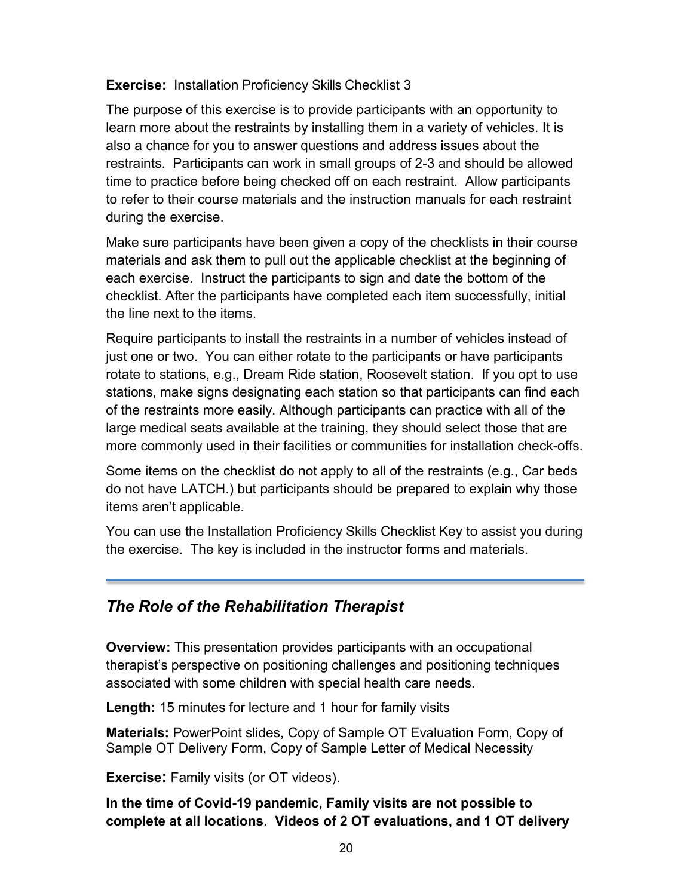**Exercise:** Installation Proficiency Skills Checklist 3

The purpose of this exercise is to provide participants with an opportunity to learn more about the restraints by installing them in a variety of vehicles. It is also a chance for you to answer questions and address issues about the restraints. Participants can work in small groups of 2-3 and should be allowed time to practice before being checked off on each restraint. Allow participants to refer to their course materials and the instruction manuals for each restraint during the exercise.

Make sure participants have been given a copy of the checklists in their course materials and ask them to pull out the applicable checklist at the beginning of each exercise. Instruct the participants to sign and date the bottom of the checklist. After the participants have completed each item successfully, initial the line next to the items.

Require participants to install the restraints in a number of vehicles instead of just one or two. You can either rotate to the participants or have participants rotate to stations, e.g., Dream Ride station, Roosevelt station. If you opt to use stations, make signs designating each station so that participants can find each of the restraints more easily. Although participants can practice with all of the large medical seats available at the training, they should select those that are more commonly used in their facilities or communities for installation check-offs.

Some items on the checklist do not apply to all of the restraints (e.g., Car beds do not have LATCH.) but participants should be prepared to explain why those items aren't applicable.

You can use the Installation Proficiency Skills Checklist Key to assist you during the exercise. The key is included in the instructor forms and materials.

---

## *The Role of the Rehabilitation Therapist*

**Overview:** This presentation provides participants with an occupational therapist's perspective on positioning challenges and positioning techniques associated with some children with special health care needs.

**Length:** 15 minutes for lecture and 1 hour for family visits

**Materials:** PowerPoint slides, Copy of Sample OT Evaluation Form, Copy of Sample OT Delivery Form, Copy of Sample Letter of Medical Necessity

**Exercise:** Family visits (or OT videos).

**In the time of Covid-19 pandemic, Family visits are not possible to complete at all locations. Videos of 2 OT evaluations, and 1 OT delivery**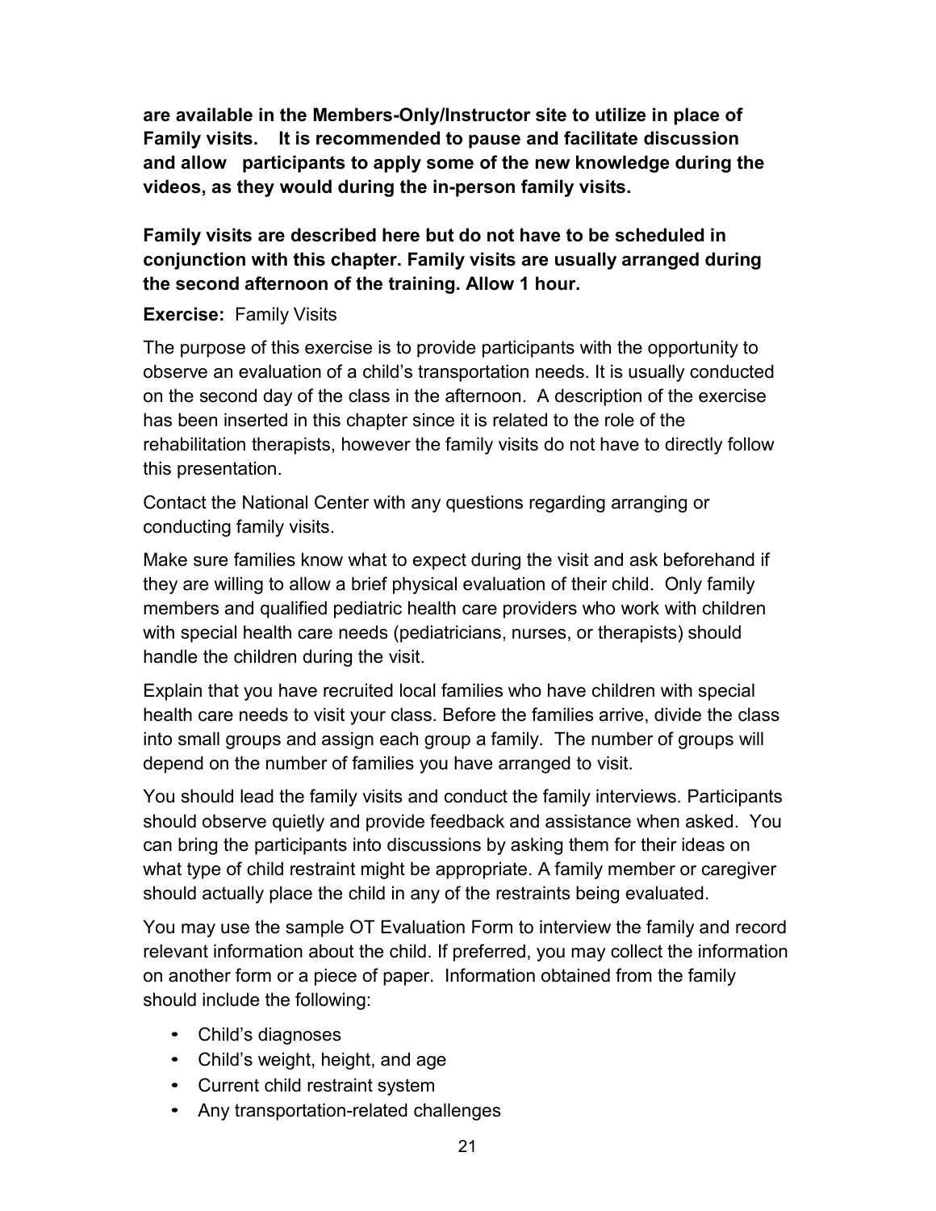**are available in the Members-Only/Instructor site to utilize in place of Family visits.   It is recommended to pause and facilitate discussion and allow   participants to apply some of the new knowledge during the videos, as they would during the in-person family visits.**

**Family visits are described here but do not have to be scheduled in conjunction with this chapter. Family visits are usually arranged during the second afternoon of the training. Allow 1 hour.**

**Exercise:** Family Visits

The purpose of this exercise is to provide participants with the opportunity to observe an evaluation of a child's transportation needs. It is usually conducted on the second day of the class in the afternoon.  A description of the exercise has been inserted in this chapter since it is related to the role of the rehabilitation therapists, however the family visits do not have to directly follow this presentation.

Contact the National Center with any questions regarding arranging or conducting family visits.

Make sure families know what to expect during the visit and ask beforehand if they are willing to allow a brief physical evaluation of their child.  Only family members and qualified pediatric health care providers who work with children with special health care needs (pediatricians, nurses, or therapists) should handle the children during the visit.

Explain that you have recruited local families who have children with special health care needs to visit your class. Before the families arrive, divide the class into small groups and assign each group a family.  The number of groups will depend on the number of families you have arranged to visit.

You should lead the family visits and conduct the family interviews. Participants should observe quietly and provide feedback and assistance when asked.  You can bring the participants into discussions by asking them for their ideas on what type of child restraint might be appropriate. A family member or caregiver should actually place the child in any of the restraints being evaluated.

You may use the sample OT Evaluation Form to interview the family and record relevant information about the child. If preferred, you may collect the information on another form or a piece of paper.  Information obtained from the family should include the following:

- Child's diagnoses
- Child's weight, height, and age
- Current child restraint system
- Any transportation-related challenges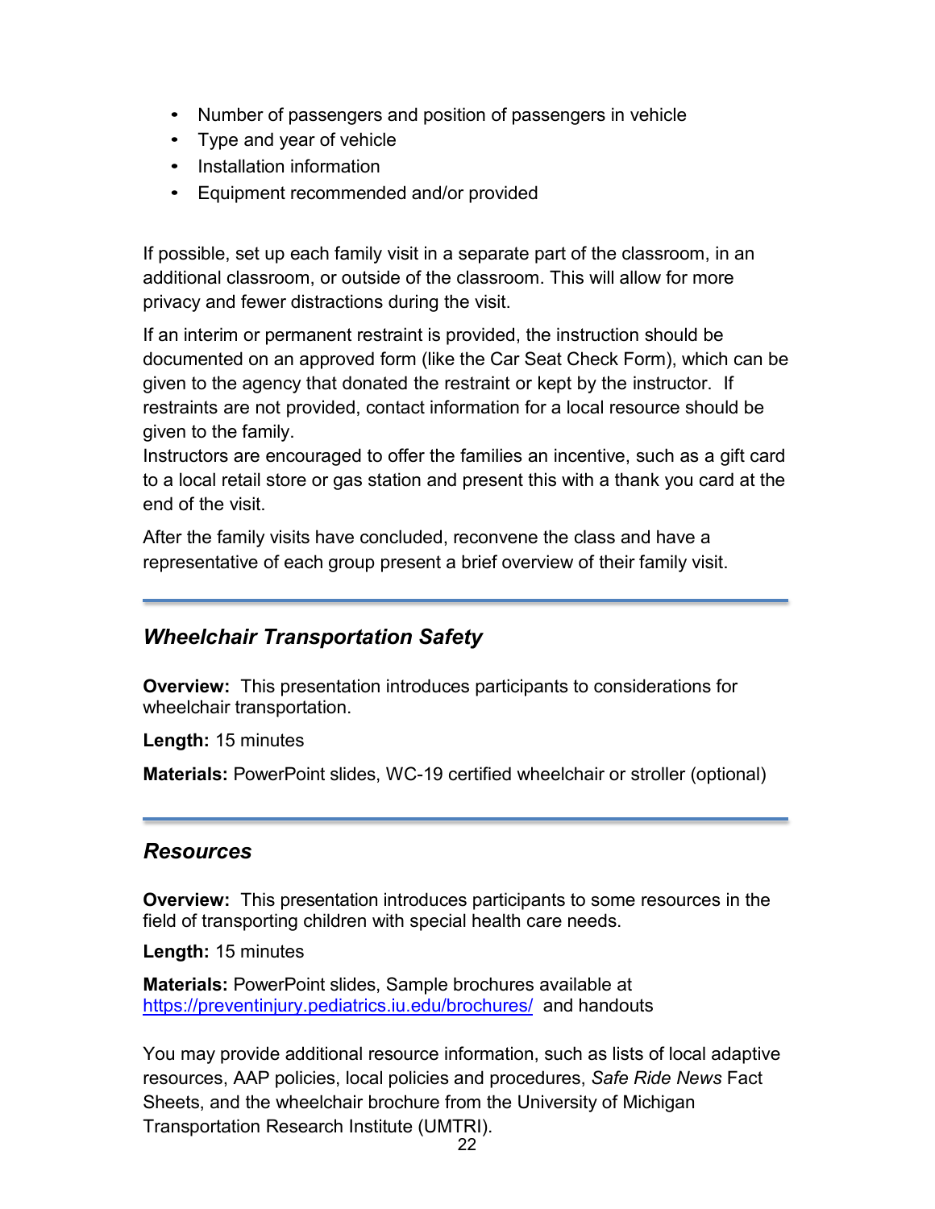- Number of passengers and position of passengers in vehicle
- Type and year of vehicle
- Installation information
- Equipment recommended and/or provided

If possible, set up each family visit in a separate part of the classroom, in an additional classroom, or outside of the classroom. This will allow for more privacy and fewer distractions during the visit.

If an interim or permanent restraint is provided, the instruction should be documented on an approved form (like the Car Seat Check Form), which can be given to the agency that donated the restraint or kept by the instructor. If restraints are not provided, contact information for a local resource should be given to the family.

Instructors are encouraged to offer the families an incentive, such as a gift card to a local retail store or gas station and present this with a thank you card at the end of the visit.

After the family visits have concluded, reconvene the class and have a representative of each group present a brief overview of their family visit.

---

## *Wheelchair Transportation Safety*

**Overview:** This presentation introduces participants to considerations for wheelchair transportation.

**Length:** 15 minutes

**Materials:** PowerPoint slides, WC-19 certified wheelchair or stroller (optional)

---

## *Resources*

**Overview:** This presentation introduces participants to some resources in the field of transporting children with special health care needs.

**Length:** 15 minutes

**Materials:** PowerPoint slides, Sample brochures available at https://preventinjury.pediatrics.iu.edu/brochures/ and handouts

You may provide additional resource information, such as lists of local adaptive resources, AAP policies, local policies and procedures, *Safe Ride News* Fact Sheets, and the wheelchair brochure from the University of Michigan Transportation Research Institute (UMTRI).